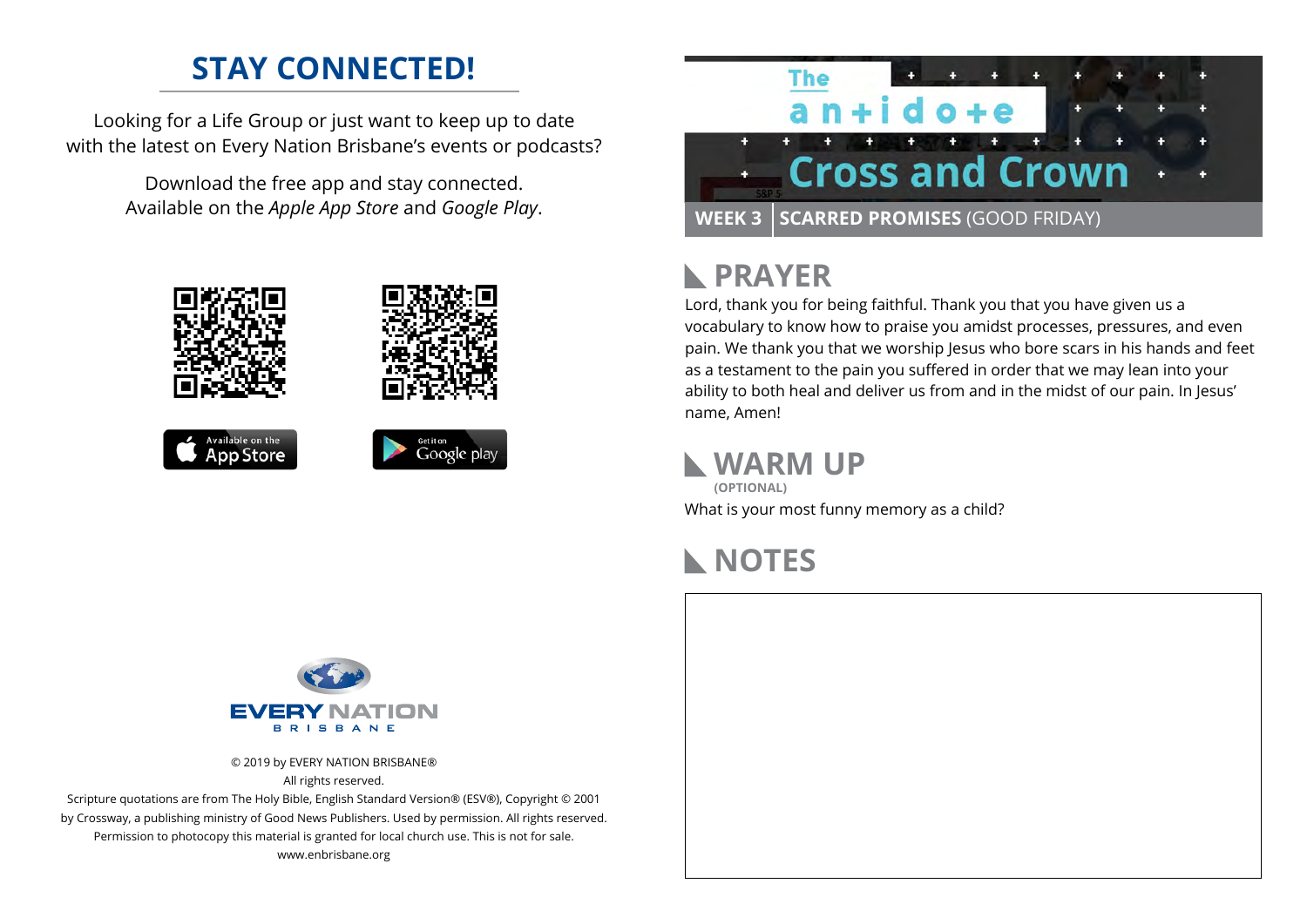## STAY CONNECTED!

Looking for a Life Group or just want to keep up to date with the latest on Every Nation Brisbane's events or podcasts?

Download the free app and stay connected. Available on the *Apple App Store* and *Google Play*.

Available on the App Store

Get it on Google play

EVERY NATION
BRISBANE

© 2019 by EVERY NATION BRISBANE®
All rights reserved.
Scripture quotations are from The Holy Bible, English Standard Version® (ESV®), Copyright © 2001 by Crossway, a publishing ministry of Good News Publishers. Used by permission. All rights reserved.
Permission to photocopy this material is granted for local church use. This is not for sale.
www.enbrisbane.org

# The antidote
# Cross and Crown

**WEEK 3** | **SCARRED PROMISES** (GOOD FRIDAY)

## PRAYER

Lord, thank you for being faithful. Thank you that you have given us a vocabulary to know how to praise you amidst processes, pressures, and even pain. We thank you that we worship Jesus who bore scars in his hands and feet as a testament to the pain you suffered in order that we may lean into your ability to both heal and deliver us from and in the midst of our pain. In Jesus' name, Amen!

## WARM UP
**(OPTIONAL)**

What is your most funny memory as a child?

## NOTES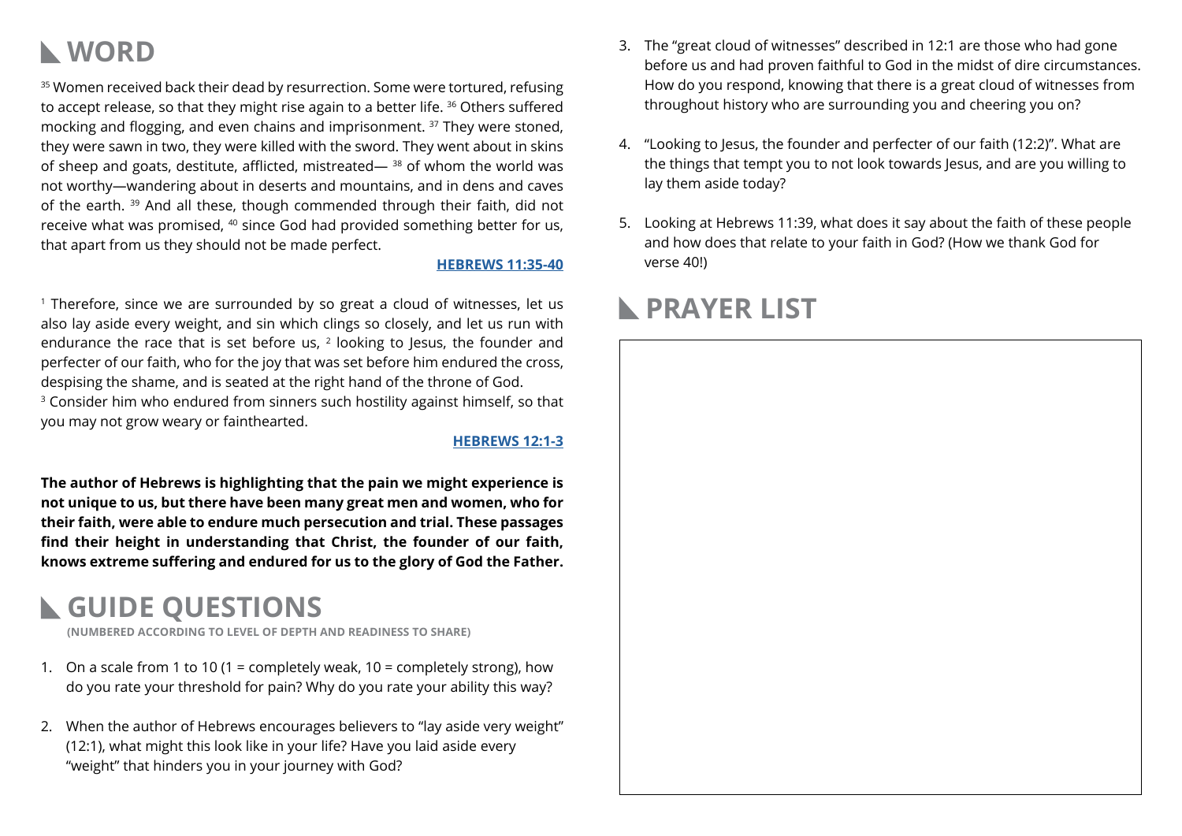## WORD

[35] Women received back their dead by resurrection. Some were tortured, refusing to accept release, so that they might rise again to a better life. [36] Others suffered mocking and flogging, and even chains and imprisonment. [37] They were stoned, they were sawn in two, they were killed with the sword. They went about in skins of sheep and goats, destitute, afflicted, mistreated— [38] of whom the world was not worthy—wandering about in deserts and mountains, and in dens and caves of the earth. [39] And all these, though commended through their faith, did not receive what was promised, [40] since God had provided something better for us, that apart from us they should not be made perfect.

**HEBREWS 11:35-40**

[1] Therefore, since we are surrounded by so great a cloud of witnesses, let us also lay aside every weight, and sin which clings so closely, and let us run with endurance the race that is set before us, [2] looking to Jesus, the founder and perfecter of our faith, who for the joy that was set before him endured the cross, despising the shame, and is seated at the right hand of the throne of God.
[3] Consider him who endured from sinners such hostility against himself, so that you may not grow weary or fainthearted.

**HEBREWS 12:1-3**

**The author of Hebrews is highlighting that the pain we might experience is not unique to us, but there have been many great men and women, who for their faith, were able to endure much persecution and trial. These passages find their height in understanding that Christ, the founder of our faith, knows extreme suffering and endured for us to the glory of God the Father.**

## GUIDE QUESTIONS

**(NUMBERED ACCORDING TO LEVEL OF DEPTH AND READINESS TO SHARE)**

1. On a scale from 1 to 10 (1 = completely weak, 10 = completely strong), how do you rate your threshold for pain? Why do you rate your ability this way?
2. When the author of Hebrews encourages believers to "lay aside very weight" (12:1), what might this look like in your life? Have you laid aside every "weight" that hinders you in your journey with God?
3. The "great cloud of witnesses" described in 12:1 are those who had gone before us and had proven faithful to God in the midst of dire circumstances. How do you respond, knowing that there is a great cloud of witnesses from throughout history who are surrounding you and cheering you on?
4. "Looking to Jesus, the founder and perfecter of our faith (12:2)". What are the things that tempt you to not look towards Jesus, and are you willing to lay them aside today?
5. Looking at Hebrews 11:39, what does it say about the faith of these people and how does that relate to your faith in God? (How we thank God for verse 40!)

## PRAYER LIST